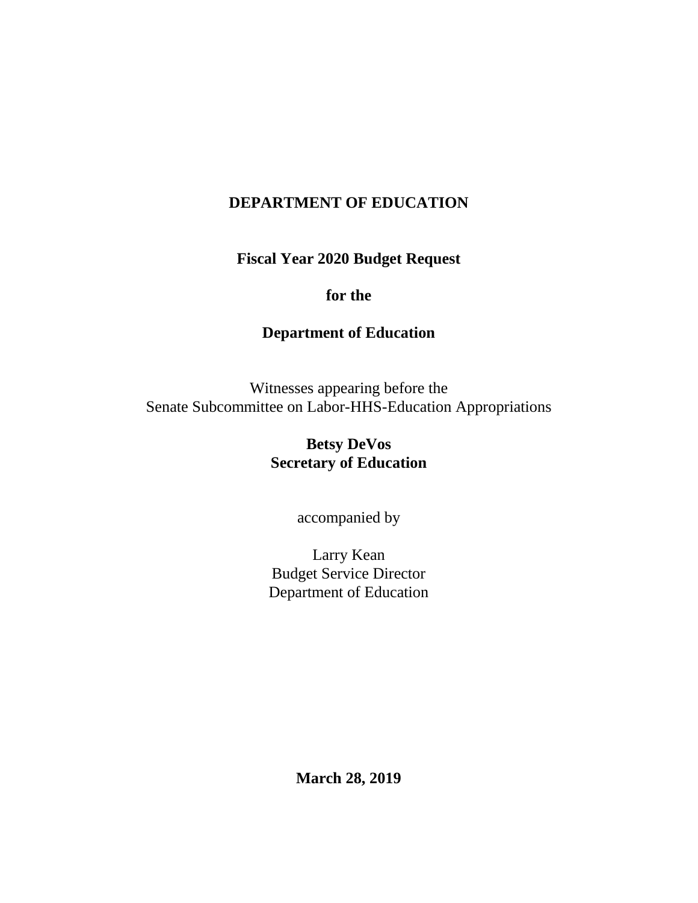# DEPARTMENT OF EDUCATION

**Fiscal Year 2020 Budget Request**

**for the**

**Department of Education**

Witnesses appearing before the
Senate Subcommittee on Labor-HHS-Education Appropriations

**Betsy DeVos**
**Secretary of Education**

accompanied by

Larry Kean
Budget Service Director
Department of Education

**March 28, 2019**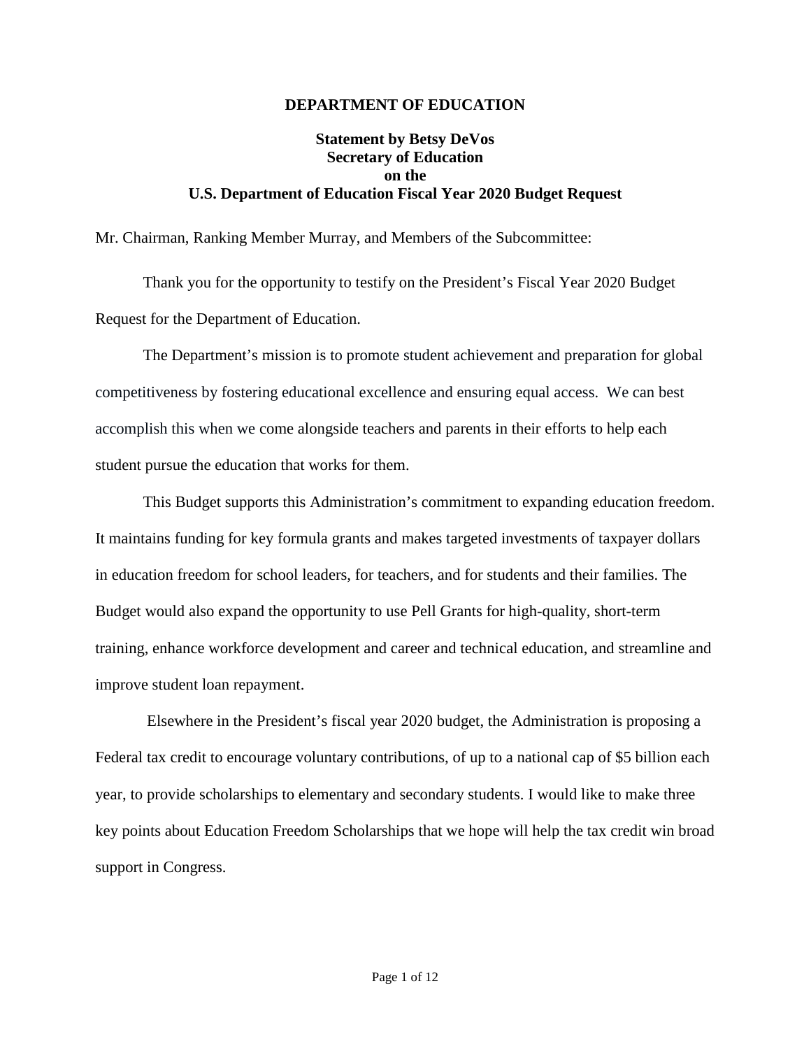**DEPARTMENT OF EDUCATION**

**Statement by Betsy DeVos**
**Secretary of Education**
**on the**
**U.S. Department of Education Fiscal Year 2020 Budget Request**

Mr. Chairman, Ranking Member Murray, and Members of the Subcommittee:

Thank you for the opportunity to testify on the President's Fiscal Year 2020 Budget Request for the Department of Education.

The Department's mission is to promote student achievement and preparation for global competitiveness by fostering educational excellence and ensuring equal access. We can best accomplish this when we come alongside teachers and parents in their efforts to help each student pursue the education that works for them.

This Budget supports this Administration's commitment to expanding education freedom. It maintains funding for key formula grants and makes targeted investments of taxpayer dollars in education freedom for school leaders, for teachers, and for students and their families. The Budget would also expand the opportunity to use Pell Grants for high-quality, short-term training, enhance workforce development and career and technical education, and streamline and improve student loan repayment.

Elsewhere in the President's fiscal year 2020 budget, the Administration is proposing a Federal tax credit to encourage voluntary contributions, of up to a national cap of $5 billion each year, to provide scholarships to elementary and secondary students. I would like to make three key points about Education Freedom Scholarships that we hope will help the tax credit win broad support in Congress.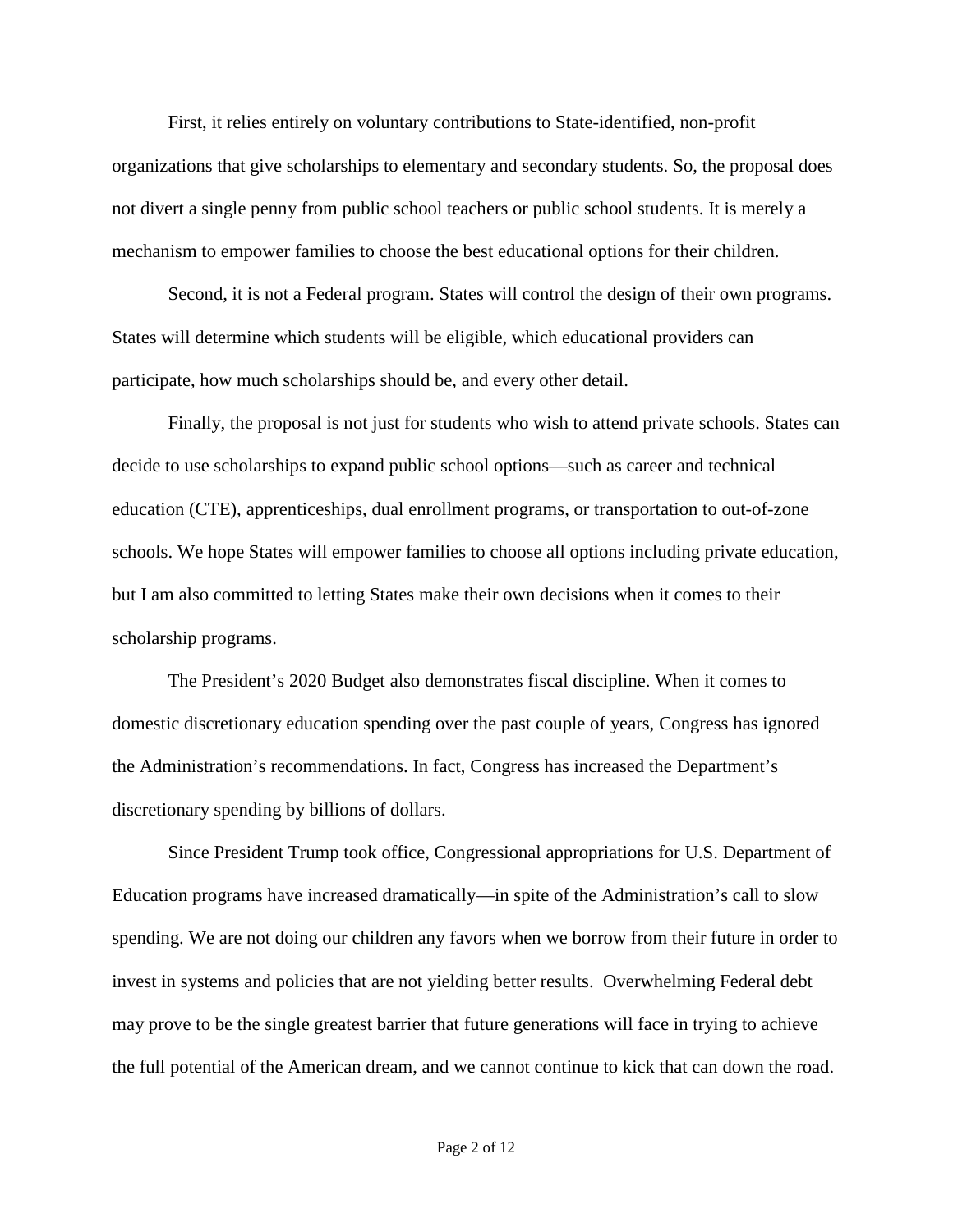First, it relies entirely on voluntary contributions to State-identified, non-profit organizations that give scholarships to elementary and secondary students. So, the proposal does not divert a single penny from public school teachers or public school students. It is merely a mechanism to empower families to choose the best educational options for their children.

Second, it is not a Federal program. States will control the design of their own programs. States will determine which students will be eligible, which educational providers can participate, how much scholarships should be, and every other detail.

Finally, the proposal is not just for students who wish to attend private schools. States can decide to use scholarships to expand public school options—such as career and technical education (CTE), apprenticeships, dual enrollment programs, or transportation to out-of-zone schools. We hope States will empower families to choose all options including private education, but I am also committed to letting States make their own decisions when it comes to their scholarship programs.

The President's 2020 Budget also demonstrates fiscal discipline. When it comes to domestic discretionary education spending over the past couple of years, Congress has ignored the Administration's recommendations. In fact, Congress has increased the Department's discretionary spending by billions of dollars.

Since President Trump took office, Congressional appropriations for U.S. Department of Education programs have increased dramatically—in spite of the Administration's call to slow spending. We are not doing our children any favors when we borrow from their future in order to invest in systems and policies that are not yielding better results. Overwhelming Federal debt may prove to be the single greatest barrier that future generations will face in trying to achieve the full potential of the American dream, and we cannot continue to kick that can down the road.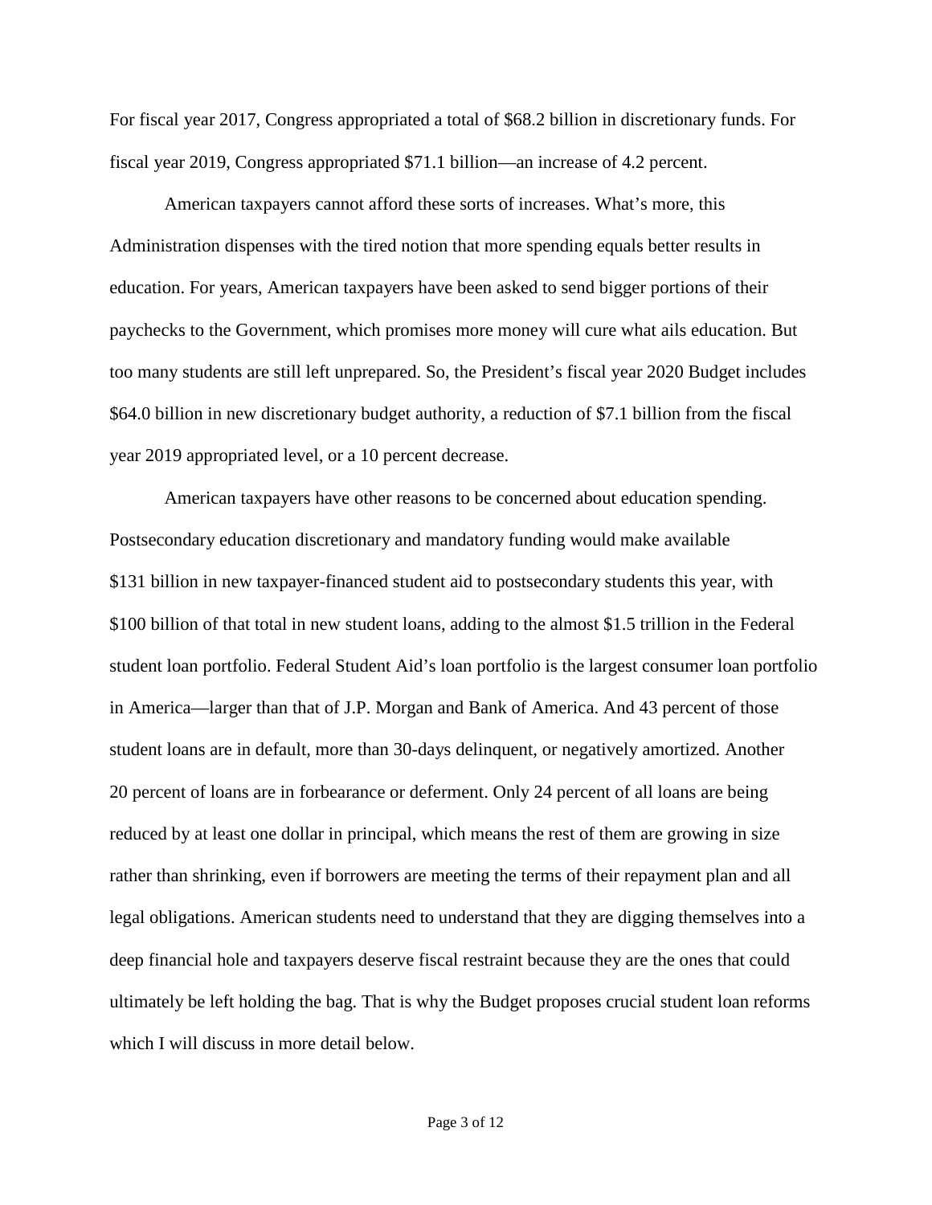For fiscal year 2017, Congress appropriated a total of $68.2 billion in discretionary funds. For fiscal year 2019, Congress appropriated $71.1 billion—an increase of 4.2 percent.

American taxpayers cannot afford these sorts of increases. What's more, this Administration dispenses with the tired notion that more spending equals better results in education. For years, American taxpayers have been asked to send bigger portions of their paychecks to the Government, which promises more money will cure what ails education. But too many students are still left unprepared. So, the President's fiscal year 2020 Budget includes $64.0 billion in new discretionary budget authority, a reduction of $7.1 billion from the fiscal year 2019 appropriated level, or a 10 percent decrease.

American taxpayers have other reasons to be concerned about education spending. Postsecondary education discretionary and mandatory funding would make available $131 billion in new taxpayer-financed student aid to postsecondary students this year, with $100 billion of that total in new student loans, adding to the almost $1.5 trillion in the Federal student loan portfolio. Federal Student Aid's loan portfolio is the largest consumer loan portfolio in America—larger than that of J.P. Morgan and Bank of America. And 43 percent of those student loans are in default, more than 30-days delinquent, or negatively amortized. Another 20 percent of loans are in forbearance or deferment. Only 24 percent of all loans are being reduced by at least one dollar in principal, which means the rest of them are growing in size rather than shrinking, even if borrowers are meeting the terms of their repayment plan and all legal obligations. American students need to understand that they are digging themselves into a deep financial hole and taxpayers deserve fiscal restraint because they are the ones that could ultimately be left holding the bag. That is why the Budget proposes crucial student loan reforms which I will discuss in more detail below.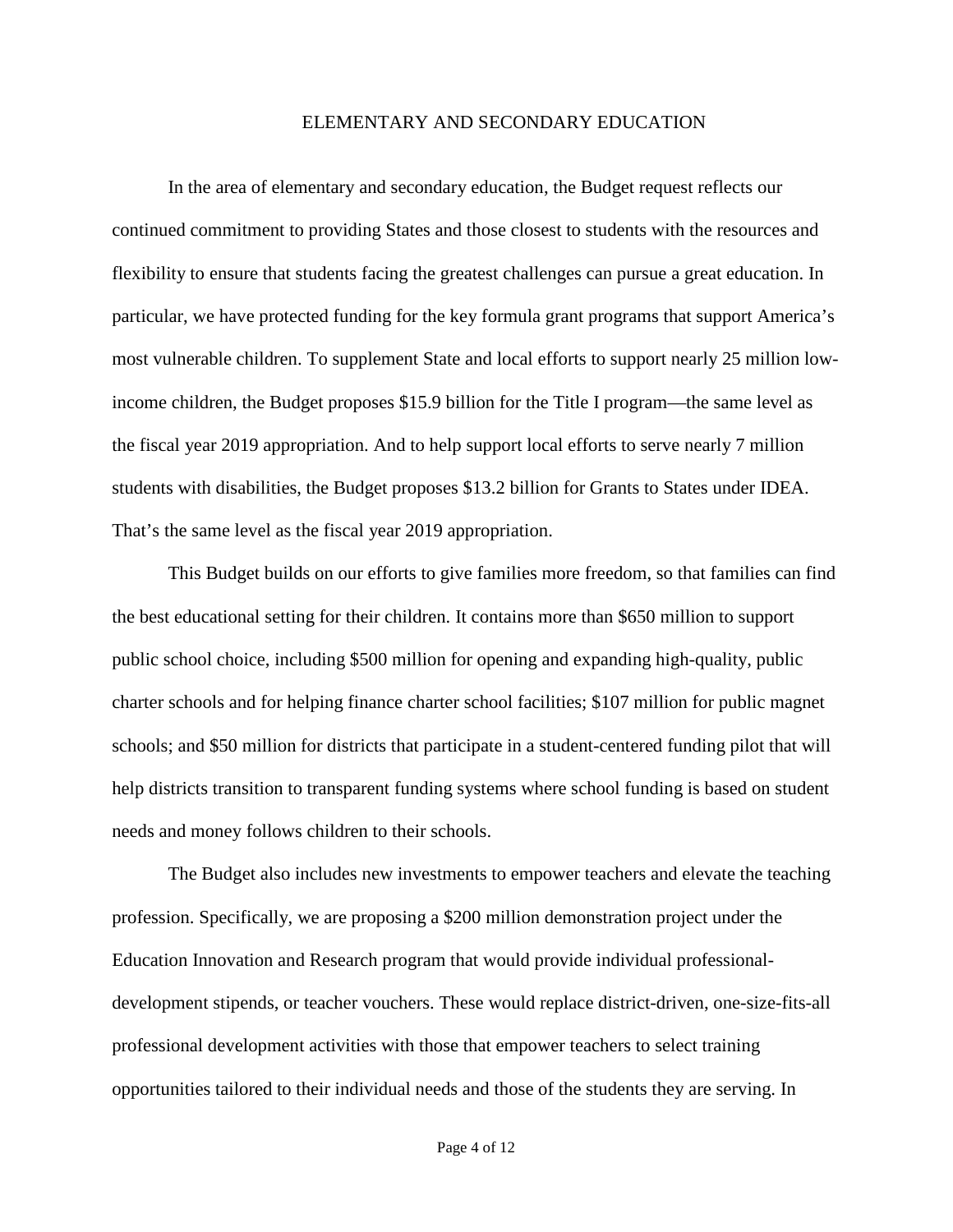## ELEMENTARY AND SECONDARY EDUCATION

In the area of elementary and secondary education, the Budget request reflects our continued commitment to providing States and those closest to students with the resources and flexibility to ensure that students facing the greatest challenges can pursue a great education. In particular, we have protected funding for the key formula grant programs that support America's most vulnerable children. To supplement State and local efforts to support nearly 25 million low-income children, the Budget proposes $15.9 billion for the Title I program—the same level as the fiscal year 2019 appropriation. And to help support local efforts to serve nearly 7 million students with disabilities, the Budget proposes $13.2 billion for Grants to States under IDEA. That's the same level as the fiscal year 2019 appropriation.

This Budget builds on our efforts to give families more freedom, so that families can find the best educational setting for their children. It contains more than $650 million to support public school choice, including $500 million for opening and expanding high-quality, public charter schools and for helping finance charter school facilities; $107 million for public magnet schools; and $50 million for districts that participate in a student-centered funding pilot that will help districts transition to transparent funding systems where school funding is based on student needs and money follows children to their schools.

The Budget also includes new investments to empower teachers and elevate the teaching profession. Specifically, we are proposing a $200 million demonstration project under the Education Innovation and Research program that would provide individual professional-development stipends, or teacher vouchers. These would replace district-driven, one-size-fits-all professional development activities with those that empower teachers to select training opportunities tailored to their individual needs and those of the students they are serving. In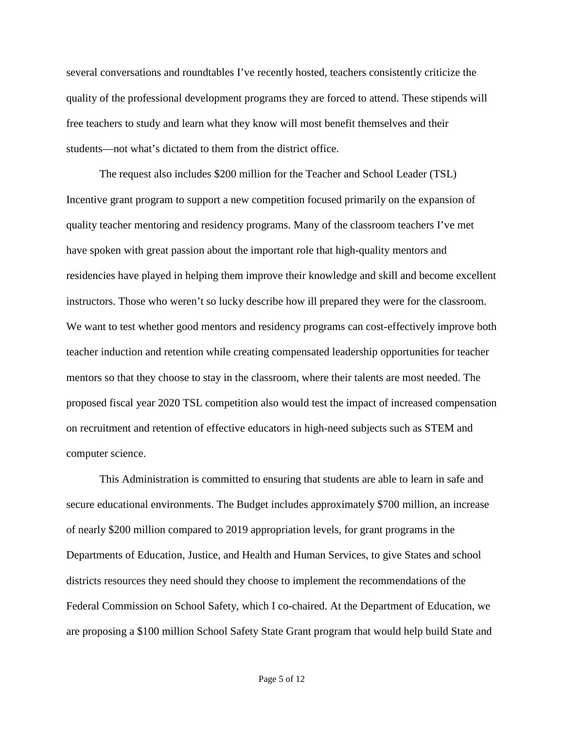several conversations and roundtables I've recently hosted, teachers consistently criticize the quality of the professional development programs they are forced to attend. These stipends will free teachers to study and learn what they know will most benefit themselves and their students—not what's dictated to them from the district office.

The request also includes $200 million for the Teacher and School Leader (TSL) Incentive grant program to support a new competition focused primarily on the expansion of quality teacher mentoring and residency programs. Many of the classroom teachers I've met have spoken with great passion about the important role that high-quality mentors and residencies have played in helping them improve their knowledge and skill and become excellent instructors. Those who weren't so lucky describe how ill prepared they were for the classroom. We want to test whether good mentors and residency programs can cost-effectively improve both teacher induction and retention while creating compensated leadership opportunities for teacher mentors so that they choose to stay in the classroom, where their talents are most needed. The proposed fiscal year 2020 TSL competition also would test the impact of increased compensation on recruitment and retention of effective educators in high-need subjects such as STEM and computer science.

This Administration is committed to ensuring that students are able to learn in safe and secure educational environments. The Budget includes approximately $700 million, an increase of nearly $200 million compared to 2019 appropriation levels, for grant programs in the Departments of Education, Justice, and Health and Human Services, to give States and school districts resources they need should they choose to implement the recommendations of the Federal Commission on School Safety, which I co-chaired. At the Department of Education, we are proposing a $100 million School Safety State Grant program that would help build State and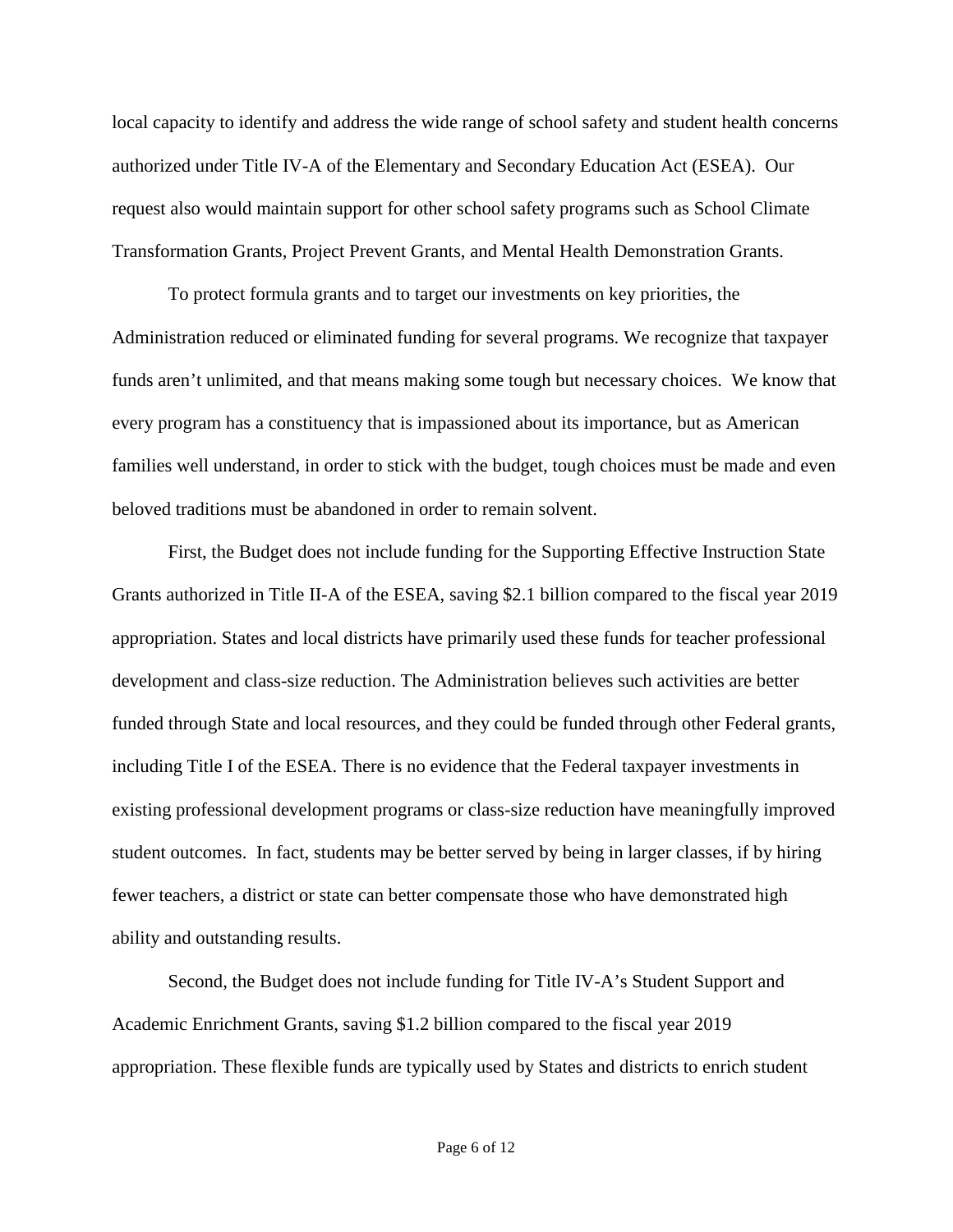local capacity to identify and address the wide range of school safety and student health concerns authorized under Title IV-A of the Elementary and Secondary Education Act (ESEA). Our request also would maintain support for other school safety programs such as School Climate Transformation Grants, Project Prevent Grants, and Mental Health Demonstration Grants.

To protect formula grants and to target our investments on key priorities, the Administration reduced or eliminated funding for several programs. We recognize that taxpayer funds aren't unlimited, and that means making some tough but necessary choices. We know that every program has a constituency that is impassioned about its importance, but as American families well understand, in order to stick with the budget, tough choices must be made and even beloved traditions must be abandoned in order to remain solvent.

First, the Budget does not include funding for the Supporting Effective Instruction State Grants authorized in Title II-A of the ESEA, saving $2.1 billion compared to the fiscal year 2019 appropriation. States and local districts have primarily used these funds for teacher professional development and class-size reduction. The Administration believes such activities are better funded through State and local resources, and they could be funded through other Federal grants, including Title I of the ESEA. There is no evidence that the Federal taxpayer investments in existing professional development programs or class-size reduction have meaningfully improved student outcomes. In fact, students may be better served by being in larger classes, if by hiring fewer teachers, a district or state can better compensate those who have demonstrated high ability and outstanding results.

Second, the Budget does not include funding for Title IV-A's Student Support and Academic Enrichment Grants, saving $1.2 billion compared to the fiscal year 2019 appropriation. These flexible funds are typically used by States and districts to enrich student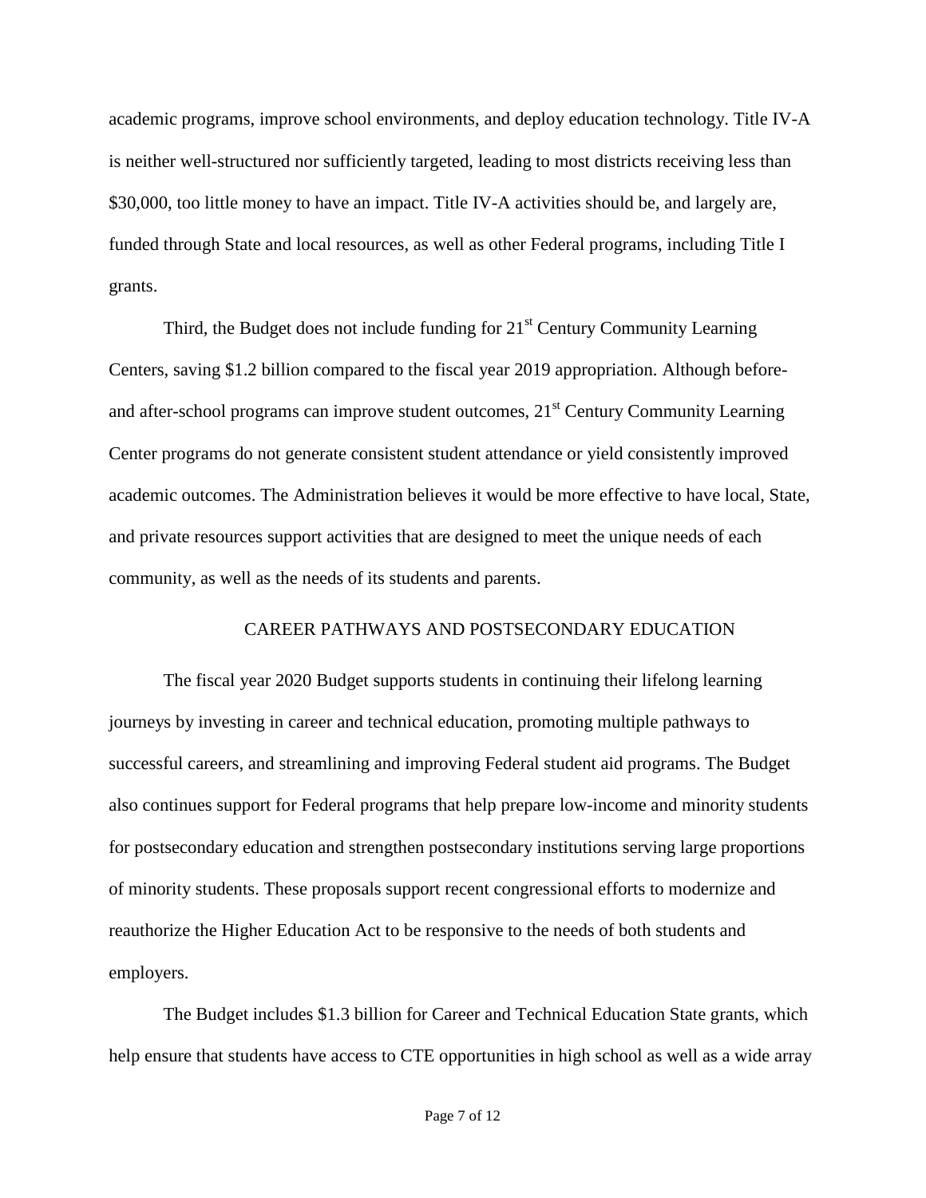academic programs, improve school environments, and deploy education technology. Title IV-A is neither well-structured nor sufficiently targeted, leading to most districts receiving less than $30,000, too little money to have an impact. Title IV-A activities should be, and largely are, funded through State and local resources, as well as other Federal programs, including Title I grants.

Third, the Budget does not include funding for 21st Century Community Learning Centers, saving $1.2 billion compared to the fiscal year 2019 appropriation. Although before- and after-school programs can improve student outcomes, 21st Century Community Learning Center programs do not generate consistent student attendance or yield consistently improved academic outcomes. The Administration believes it would be more effective to have local, State, and private resources support activities that are designed to meet the unique needs of each community, as well as the needs of its students and parents.

## CAREER PATHWAYS AND POSTSECONDARY EDUCATION

The fiscal year 2020 Budget supports students in continuing their lifelong learning journeys by investing in career and technical education, promoting multiple pathways to successful careers, and streamlining and improving Federal student aid programs. The Budget also continues support for Federal programs that help prepare low-income and minority students for postsecondary education and strengthen postsecondary institutions serving large proportions of minority students. These proposals support recent congressional efforts to modernize and reauthorize the Higher Education Act to be responsive to the needs of both students and employers.

The Budget includes $1.3 billion for Career and Technical Education State grants, which help ensure that students have access to CTE opportunities in high school as well as a wide array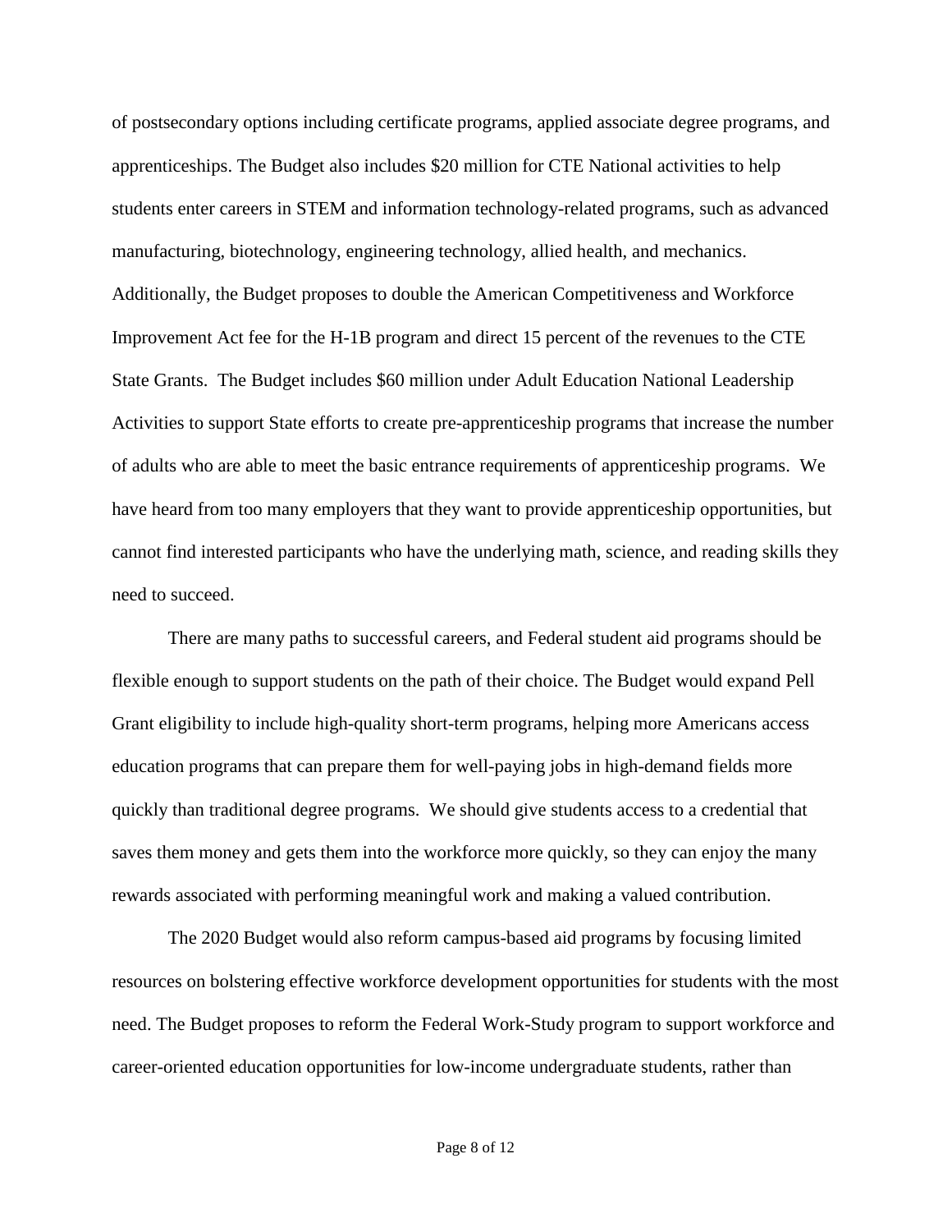of postsecondary options including certificate programs, applied associate degree programs, and apprenticeships. The Budget also includes $20 million for CTE National activities to help students enter careers in STEM and information technology-related programs, such as advanced manufacturing, biotechnology, engineering technology, allied health, and mechanics. Additionally, the Budget proposes to double the American Competitiveness and Workforce Improvement Act fee for the H-1B program and direct 15 percent of the revenues to the CTE State Grants. The Budget includes $60 million under Adult Education National Leadership Activities to support State efforts to create pre-apprenticeship programs that increase the number of adults who are able to meet the basic entrance requirements of apprenticeship programs. We have heard from too many employers that they want to provide apprenticeship opportunities, but cannot find interested participants who have the underlying math, science, and reading skills they need to succeed.

There are many paths to successful careers, and Federal student aid programs should be flexible enough to support students on the path of their choice. The Budget would expand Pell Grant eligibility to include high-quality short-term programs, helping more Americans access education programs that can prepare them for well-paying jobs in high-demand fields more quickly than traditional degree programs. We should give students access to a credential that saves them money and gets them into the workforce more quickly, so they can enjoy the many rewards associated with performing meaningful work and making a valued contribution.

The 2020 Budget would also reform campus-based aid programs by focusing limited resources on bolstering effective workforce development opportunities for students with the most need. The Budget proposes to reform the Federal Work-Study program to support workforce and career-oriented education opportunities for low-income undergraduate students, rather than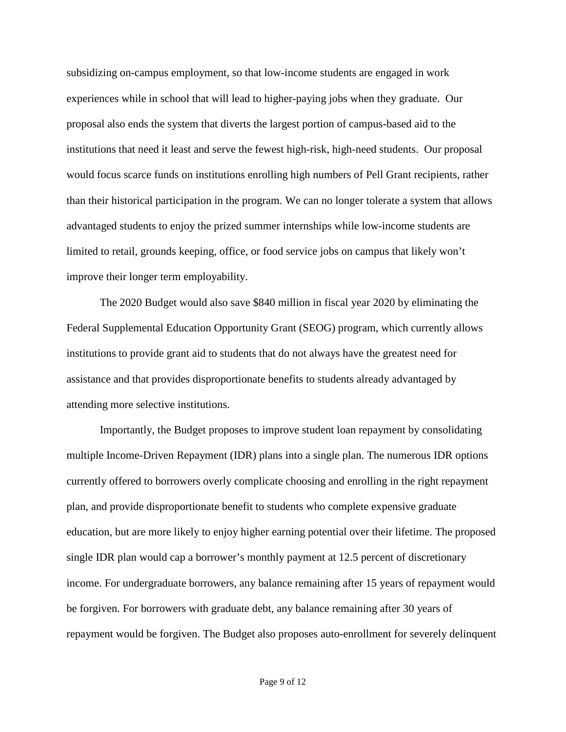subsidizing on-campus employment, so that low-income students are engaged in work experiences while in school that will lead to higher-paying jobs when they graduate. Our proposal also ends the system that diverts the largest portion of campus-based aid to the institutions that need it least and serve the fewest high-risk, high-need students. Our proposal would focus scarce funds on institutions enrolling high numbers of Pell Grant recipients, rather than their historical participation in the program. We can no longer tolerate a system that allows advantaged students to enjoy the prized summer internships while low-income students are limited to retail, grounds keeping, office, or food service jobs on campus that likely won't improve their longer term employability.

The 2020 Budget would also save $840 million in fiscal year 2020 by eliminating the Federal Supplemental Education Opportunity Grant (SEOG) program, which currently allows institutions to provide grant aid to students that do not always have the greatest need for assistance and that provides disproportionate benefits to students already advantaged by attending more selective institutions.

Importantly, the Budget proposes to improve student loan repayment by consolidating multiple Income-Driven Repayment (IDR) plans into a single plan. The numerous IDR options currently offered to borrowers overly complicate choosing and enrolling in the right repayment plan, and provide disproportionate benefit to students who complete expensive graduate education, but are more likely to enjoy higher earning potential over their lifetime. The proposed single IDR plan would cap a borrower's monthly payment at 12.5 percent of discretionary income. For undergraduate borrowers, any balance remaining after 15 years of repayment would be forgiven. For borrowers with graduate debt, any balance remaining after 30 years of repayment would be forgiven. The Budget also proposes auto-enrollment for severely delinquent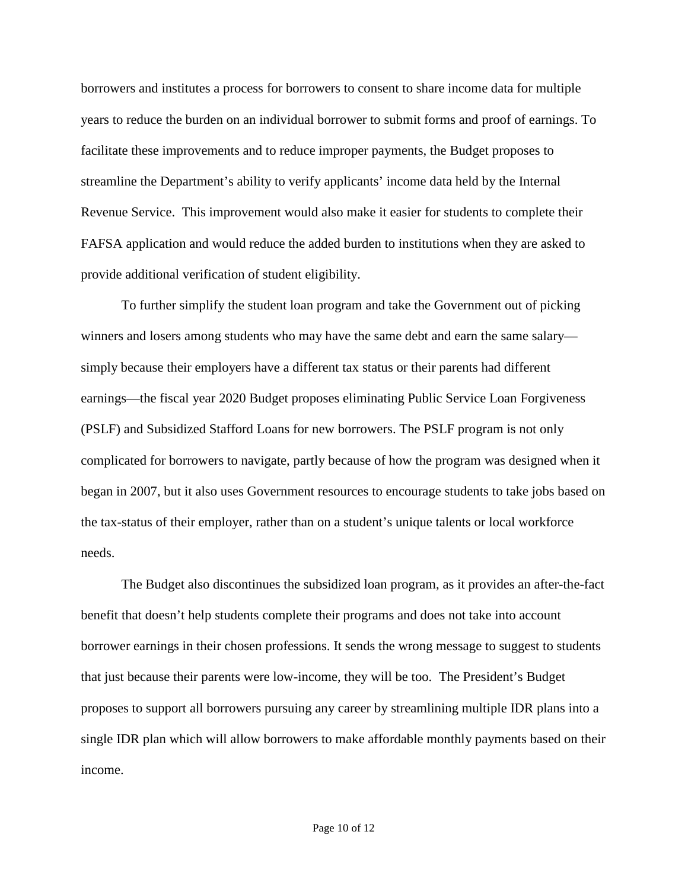borrowers and institutes a process for borrowers to consent to share income data for multiple years to reduce the burden on an individual borrower to submit forms and proof of earnings. To facilitate these improvements and to reduce improper payments, the Budget proposes to streamline the Department's ability to verify applicants' income data held by the Internal Revenue Service. This improvement would also make it easier for students to complete their FAFSA application and would reduce the added burden to institutions when they are asked to provide additional verification of student eligibility.

To further simplify the student loan program and take the Government out of picking winners and losers among students who may have the same debt and earn the same salary—simply because their employers have a different tax status or their parents had different earnings—the fiscal year 2020 Budget proposes eliminating Public Service Loan Forgiveness (PSLF) and Subsidized Stafford Loans for new borrowers. The PSLF program is not only complicated for borrowers to navigate, partly because of how the program was designed when it began in 2007, but it also uses Government resources to encourage students to take jobs based on the tax-status of their employer, rather than on a student's unique talents or local workforce needs.

The Budget also discontinues the subsidized loan program, as it provides an after-the-fact benefit that doesn't help students complete their programs and does not take into account borrower earnings in their chosen professions. It sends the wrong message to suggest to students that just because their parents were low-income, they will be too. The President's Budget proposes to support all borrowers pursuing any career by streamlining multiple IDR plans into a single IDR plan which will allow borrowers to make affordable monthly payments based on their income.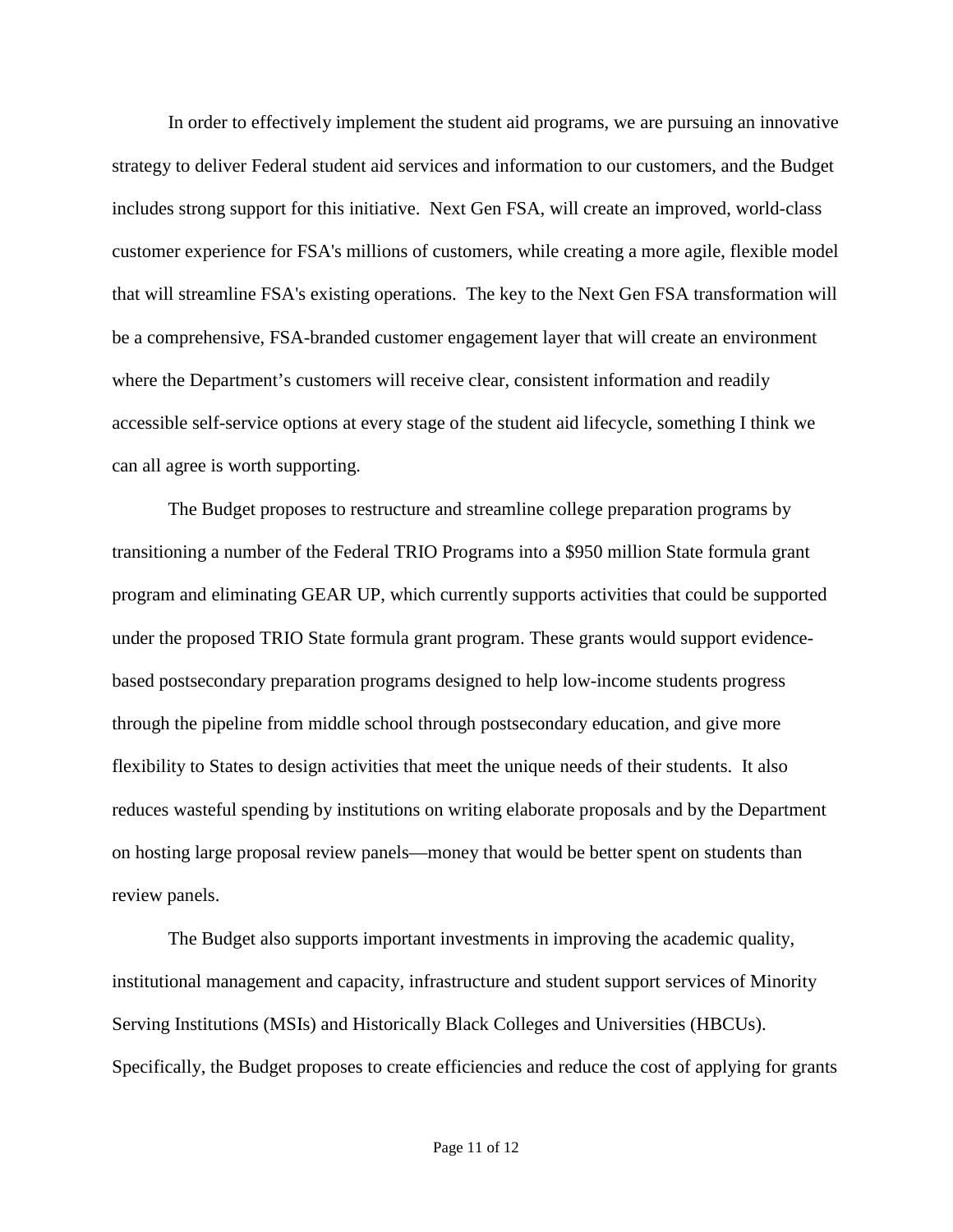In order to effectively implement the student aid programs, we are pursuing an innovative strategy to deliver Federal student aid services and information to our customers, and the Budget includes strong support for this initiative. Next Gen FSA, will create an improved, world-class customer experience for FSA's millions of customers, while creating a more agile, flexible model that will streamline FSA's existing operations. The key to the Next Gen FSA transformation will be a comprehensive, FSA-branded customer engagement layer that will create an environment where the Department's customers will receive clear, consistent information and readily accessible self-service options at every stage of the student aid lifecycle, something I think we can all agree is worth supporting.

The Budget proposes to restructure and streamline college preparation programs by transitioning a number of the Federal TRIO Programs into a $950 million State formula grant program and eliminating GEAR UP, which currently supports activities that could be supported under the proposed TRIO State formula grant program. These grants would support evidence-based postsecondary preparation programs designed to help low-income students progress through the pipeline from middle school through postsecondary education, and give more flexibility to States to design activities that meet the unique needs of their students. It also reduces wasteful spending by institutions on writing elaborate proposals and by the Department on hosting large proposal review panels—money that would be better spent on students than review panels.

The Budget also supports important investments in improving the academic quality, institutional management and capacity, infrastructure and student support services of Minority Serving Institutions (MSIs) and Historically Black Colleges and Universities (HBCUs). Specifically, the Budget proposes to create efficiencies and reduce the cost of applying for grants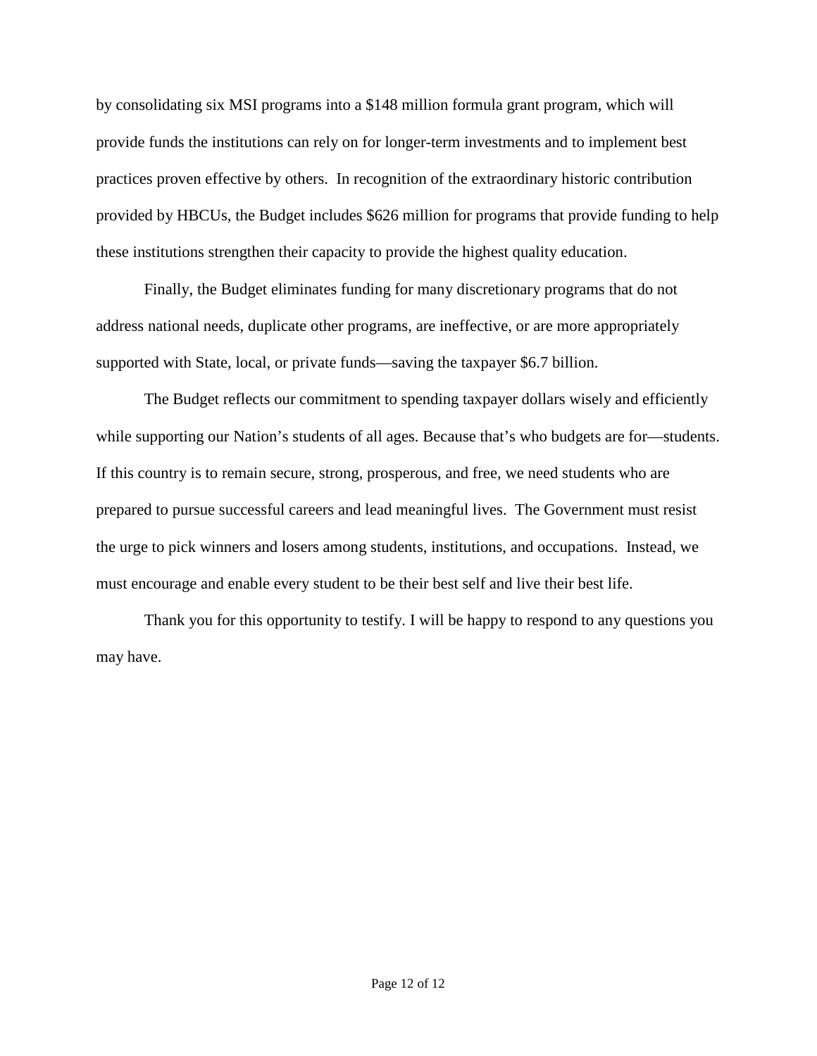by consolidating six MSI programs into a $148 million formula grant program, which will provide funds the institutions can rely on for longer-term investments and to implement best practices proven effective by others. In recognition of the extraordinary historic contribution provided by HBCUs, the Budget includes $626 million for programs that provide funding to help these institutions strengthen their capacity to provide the highest quality education.

Finally, the Budget eliminates funding for many discretionary programs that do not address national needs, duplicate other programs, are ineffective, or are more appropriately supported with State, local, or private funds—saving the taxpayer $6.7 billion.

The Budget reflects our commitment to spending taxpayer dollars wisely and efficiently while supporting our Nation's students of all ages. Because that's who budgets are for—students. If this country is to remain secure, strong, prosperous, and free, we need students who are prepared to pursue successful careers and lead meaningful lives. The Government must resist the urge to pick winners and losers among students, institutions, and occupations. Instead, we must encourage and enable every student to be their best self and live their best life.

Thank you for this opportunity to testify. I will be happy to respond to any questions you may have.